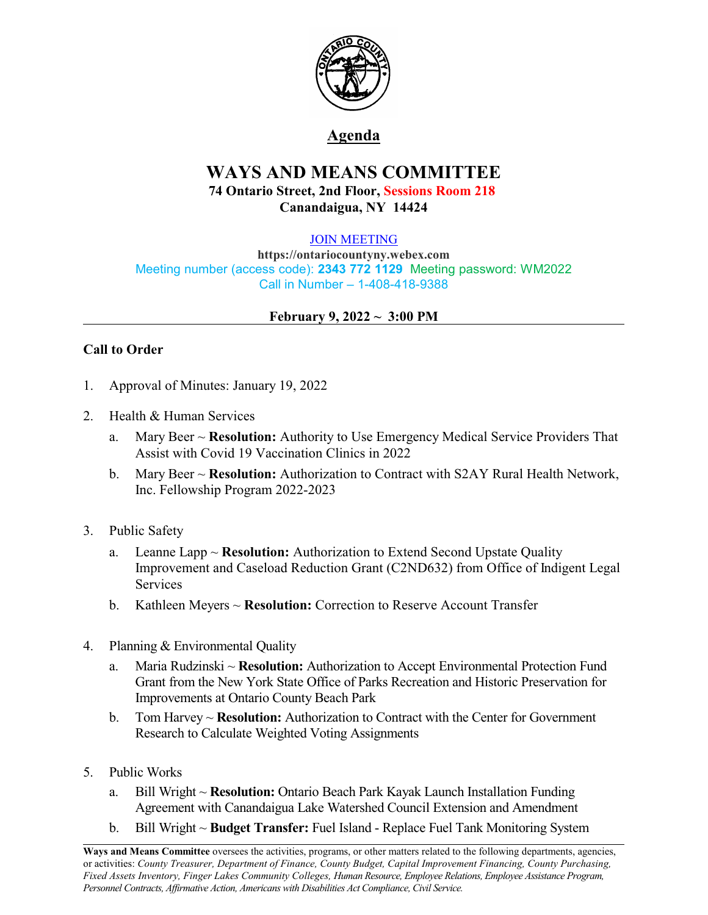# Agenda

## WAYS AND MEANS COMMITTEE

**74 Ontario Street, 2nd Floor, Sessions Room 218**
**Canandaigua, NY 14424**

JOIN MEETING
**https://ontariocountyny.webex.com**
Meeting number (access code): **2343 772 1129** Meeting password: WM2022
Call in Number – 1-408-418-9388

**February 9, 2022 ~ 3:00 PM**

---

**Call to Order**

1. Approval of Minutes: January 19, 2022

2. Health & Human Services
   a. Mary Beer ~ **Resolution:** Authority to Use Emergency Medical Service Providers That Assist with Covid 19 Vaccination Clinics in 2022
   b. Mary Beer ~ **Resolution:** Authorization to Contract with S2AY Rural Health Network, Inc. Fellowship Program 2022-2023

3. Public Safety
   a. Leanne Lapp ~ **Resolution:** Authorization to Extend Second Upstate Quality Improvement and Caseload Reduction Grant (C2ND632) from Office of Indigent Legal Services
   b. Kathleen Meyers ~ **Resolution:** Correction to Reserve Account Transfer

4. Planning & Environmental Quality
   a. Maria Rudzinski ~ **Resolution:** Authorization to Accept Environmental Protection Fund Grant from the New York State Office of Parks Recreation and Historic Preservation for Improvements at Ontario County Beach Park
   b. Tom Harvey ~ **Resolution:** Authorization to Contract with the Center for Government Research to Calculate Weighted Voting Assignments

5. Public Works
   a. Bill Wright ~ **Resolution:** Ontario Beach Park Kayak Launch Installation Funding Agreement with Canandaigua Lake Watershed Council Extension and Amendment
   b. Bill Wright ~ **Budget Transfer:** Fuel Island - Replace Fuel Tank Monitoring System

---

**Ways and Means Committee** oversees the activities, programs, or other matters related to the following departments, agencies, or activities: *County Treasurer, Department of Finance, County Budget, Capital Improvement Financing, County Purchasing, Fixed Assets Inventory, Finger Lakes Community Colleges, Human Resource, Employee Relations, Employee Assistance Program, Personnel Contracts, Affirmative Action, Americans with Disabilities Act Compliance, Civil Service.*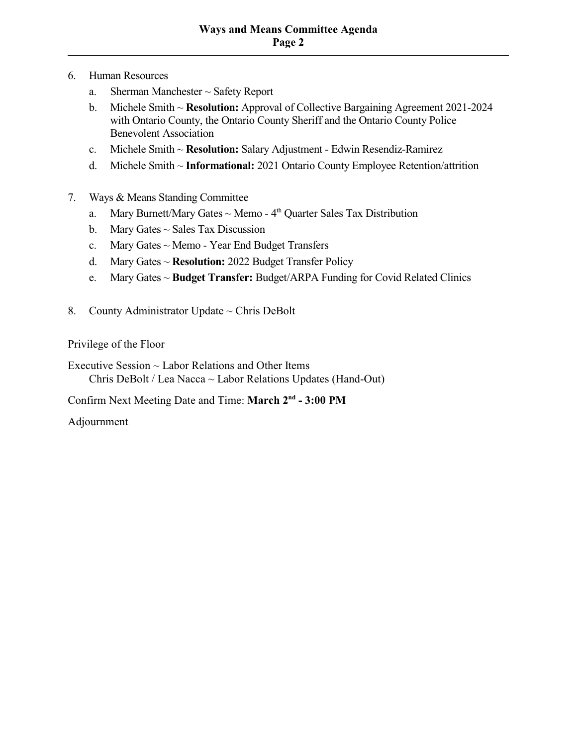6. Human Resources
    a. Sherman Manchester ~ Safety Report
    b. Michele Smith ~ **Resolution:** Approval of Collective Bargaining Agreement 2021-2024 with Ontario County, the Ontario County Sheriff and the Ontario County Police Benevolent Association
    c. Michele Smith ~ **Resolution:** Salary Adjustment - Edwin Resendiz-Ramirez
    d. Michele Smith ~ **Informational:** 2021 Ontario County Employee Retention/attrition

7. Ways & Means Standing Committee
    a. Mary Burnett/Mary Gates ~ Memo - 4th Quarter Sales Tax Distribution
    b. Mary Gates ~ Sales Tax Discussion
    c. Mary Gates ~ Memo - Year End Budget Transfers
    d. Mary Gates ~ **Resolution:** 2022 Budget Transfer Policy
    e. Mary Gates ~ **Budget Transfer:** Budget/ARPA Funding for Covid Related Clinics

8. County Administrator Update ~ Chris DeBolt

Privilege of the Floor

Executive Session ~ Labor Relations and Other Items
Chris DeBolt / Lea Nacca ~ Labor Relations Updates (Hand-Out)

Confirm Next Meeting Date and Time: **March 2nd - 3:00 PM**

Adjournment